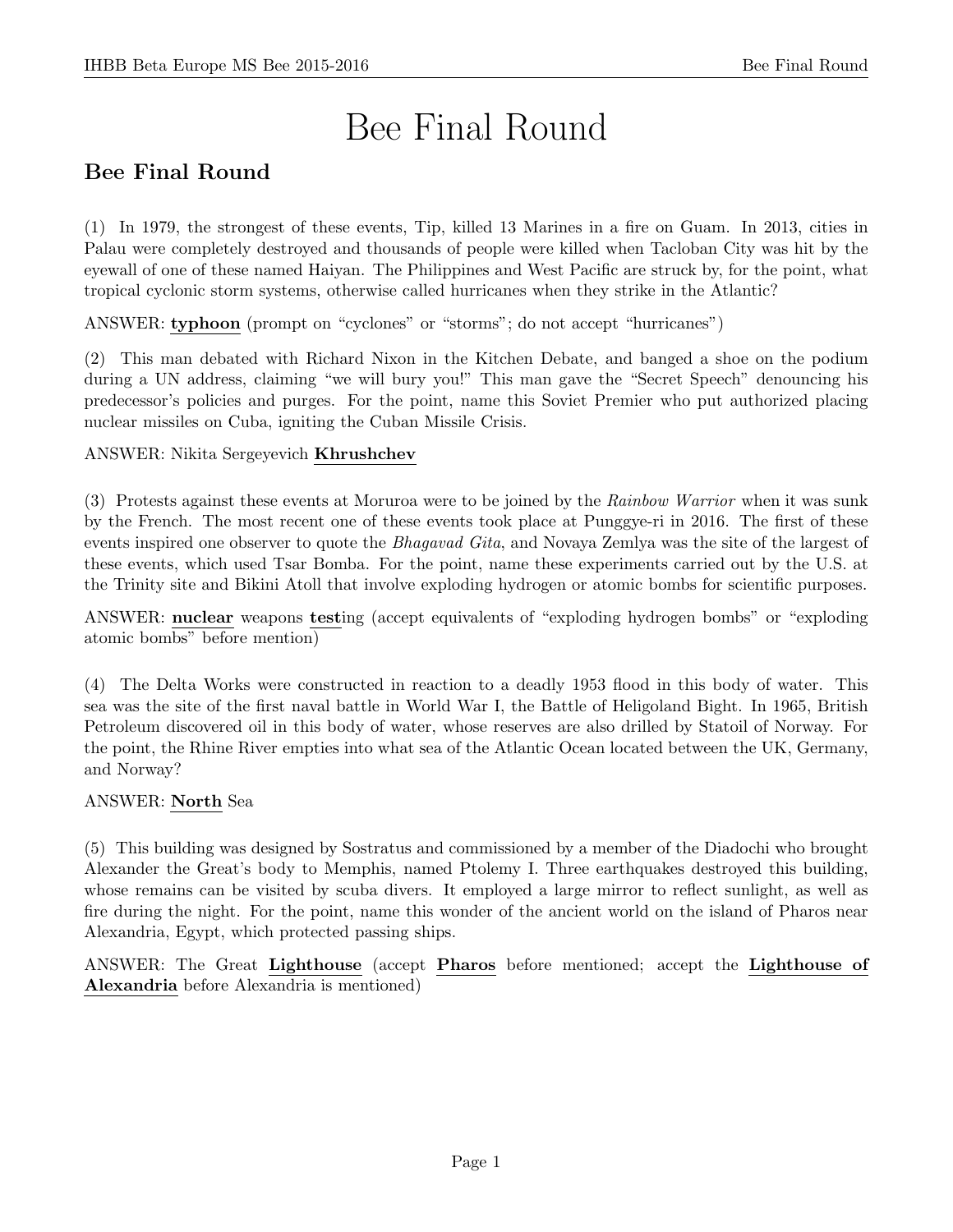# Bee Final Round

## Bee Final Round

(1) In 1979, the strongest of these events, Tip, killed 13 Marines in a fire on Guam. In 2013, cities in Palau were completely destroyed and thousands of people were killed when Tacloban City was hit by the eyewall of one of these named Haiyan. The Philippines and West Pacific are struck by, for the point, what tropical cyclonic storm systems, otherwise called hurricanes when they strike in the Atlantic?

ANSWER: **typhoon** (prompt on "cyclones" or "storms"; do not accept "hurricanes")

(2) This man debated with Richard Nixon in the Kitchen Debate, and banged a shoe on the podium during a UN address, claiming "we will bury you!" This man gave the "Secret Speech" denouncing his predecessor's policies and purges. For the point, name this Soviet Premier who put authorized placing nuclear missiles on Cuba, igniting the Cuban Missile Crisis.

ANSWER: Nikita Sergeyevich **Khrushchev**

(3) Protests against these events at Moruroa were to be joined by the *Rainbow Warrior* when it was sunk by the French. The most recent one of these events took place at Punggye-ri in 2016. The first of these events inspired one observer to quote the *Bhagavad Gita*, and Novaya Zemlya was the site of the largest of these events, which used Tsar Bomba. For the point, name these experiments carried out by the U.S. at the Trinity site and Bikini Atoll that involve exploding hydrogen or atomic bombs for scientific purposes.

ANSWER: **nuclear** weapons **test**ing (accept equivalents of "exploding hydrogen bombs" or "exploding atomic bombs" before mention)

(4) The Delta Works were constructed in reaction to a deadly 1953 flood in this body of water. This sea was the site of the first naval battle in World War I, the Battle of Heligoland Bight. In 1965, British Petroleum discovered oil in this body of water, whose reserves are also drilled by Statoil of Norway. For the point, the Rhine River empties into what sea of the Atlantic Ocean located between the UK, Germany, and Norway?

ANSWER: **North** Sea

(5) This building was designed by Sostratus and commissioned by a member of the Diadochi who brought Alexander the Great's body to Memphis, named Ptolemy I. Three earthquakes destroyed this building, whose remains can be visited by scuba divers. It employed a large mirror to reflect sunlight, as well as fire during the night. For the point, name this wonder of the ancient world on the island of Pharos near Alexandria, Egypt, which protected passing ships.

ANSWER: The Great **Lighthouse** (accept **Pharos** before mentioned; accept the **Lighthouse of Alexandria** before Alexandria is mentioned)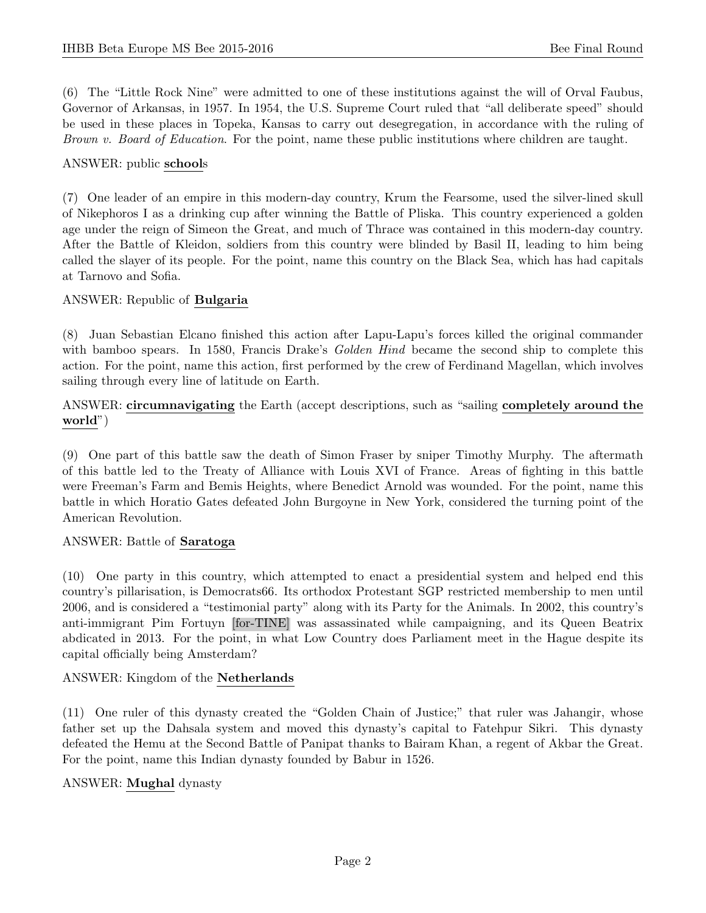(6) The "Little Rock Nine" were admitted to one of these institutions against the will of Orval Faubus, Governor of Arkansas, in 1957. In 1954, the U.S. Supreme Court ruled that "all deliberate speed" should be used in these places in Topeka, Kansas to carry out desegregation, in accordance with the ruling of *Brown v. Board of Education*. For the point, name these public institutions where children are taught.

ANSWER: public **school**s

(7) One leader of an empire in this modern-day country, Krum the Fearsome, used the silver-lined skull of Nikephoros I as a drinking cup after winning the Battle of Pliska. This country experienced a golden age under the reign of Simeon the Great, and much of Thrace was contained in this modern-day country. After the Battle of Kleidon, soldiers from this country were blinded by Basil II, leading to him being called the slayer of its people. For the point, name this country on the Black Sea, which has had capitals at Tarnovo and Sofia.

ANSWER: Republic of **Bulgaria**

(8) Juan Sebastian Elcano finished this action after Lapu-Lapu's forces killed the original commander with bamboo spears. In 1580, Francis Drake's *Golden Hind* became the second ship to complete this action. For the point, name this action, first performed by the crew of Ferdinand Magellan, which involves sailing through every line of latitude on Earth.

ANSWER: **circumnavigating** the Earth (accept descriptions, such as "sailing **completely around the world**")

(9) One part of this battle saw the death of Simon Fraser by sniper Timothy Murphy. The aftermath of this battle led to the Treaty of Alliance with Louis XVI of France. Areas of fighting in this battle were Freeman's Farm and Bemis Heights, where Benedict Arnold was wounded. For the point, name this battle in which Horatio Gates defeated John Burgoyne in New York, considered the turning point of the American Revolution.

ANSWER: Battle of **Saratoga**

(10) One party in this country, which attempted to enact a presidential system and helped end this country's pillarisation, is Democrats66. Its orthodox Protestant SGP restricted membership to men until 2006, and is considered a "testimonial party" along with its Party for the Animals. In 2002, this country's anti-immigrant Pim Fortuyn [for-TINE] was assassinated while campaigning, and its Queen Beatrix abdicated in 2013. For the point, in what Low Country does Parliament meet in the Hague despite its capital officially being Amsterdam?

ANSWER: Kingdom of the **Netherlands**

(11) One ruler of this dynasty created the "Golden Chain of Justice;" that ruler was Jahangir, whose father set up the Dahsala system and moved this dynasty's capital to Fatehpur Sikri. This dynasty defeated the Hemu at the Second Battle of Panipat thanks to Bairam Khan, a regent of Akbar the Great. For the point, name this Indian dynasty founded by Babur in 1526.

ANSWER: **Mughal** dynasty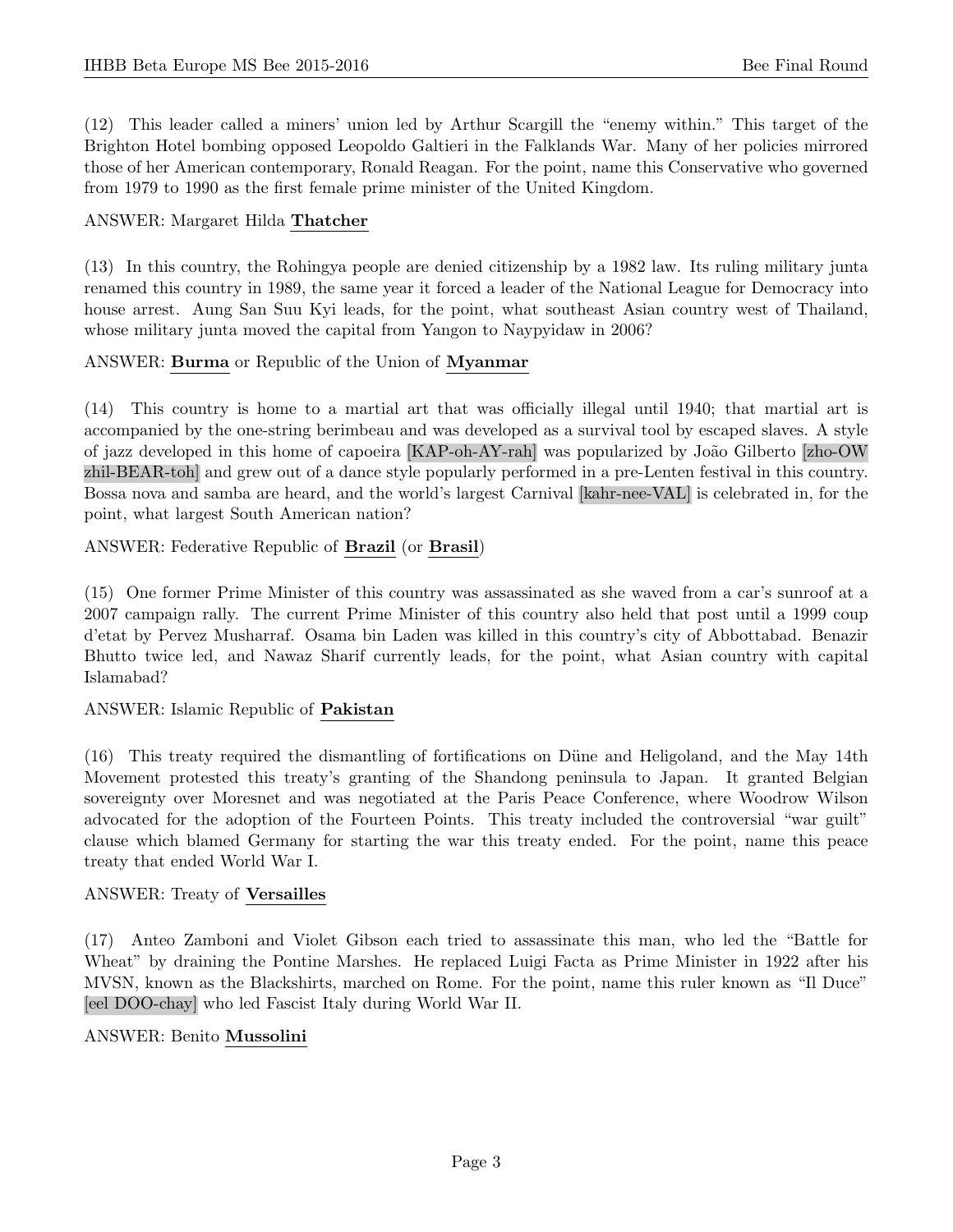(12) This leader called a miners' union led by Arthur Scargill the "enemy within." This target of the Brighton Hotel bombing opposed Leopoldo Galtieri in the Falklands War. Many of her policies mirrored those of her American contemporary, Ronald Reagan. For the point, name this Conservative who governed from 1979 to 1990 as the first female prime minister of the United Kingdom.

ANSWER: Margaret Hilda **Thatcher**

(13) In this country, the Rohingya people are denied citizenship by a 1982 law. Its ruling military junta renamed this country in 1989, the same year it forced a leader of the National League for Democracy into house arrest. Aung San Suu Kyi leads, for the point, what southeast Asian country west of Thailand, whose military junta moved the capital from Yangon to Naypyidaw in 2006?

ANSWER: **Burma** or Republic of the Union of **Myanmar**

(14) This country is home to a martial art that was officially illegal until 1940; that martial art is accompanied by the one-string berimbeau and was developed as a survival tool by escaped slaves. A style of jazz developed in this home of capoeira [KAP-oh-AY-rah] was popularized by João Gilberto [zho-OW zhil-BEAR-toh] and grew out of a dance style popularly performed in a pre-Lenten festival in this country. Bossa nova and samba are heard, and the world's largest Carnival [kahr-nee-VAL] is celebrated in, for the point, what largest South American nation?

ANSWER: Federative Republic of **Brazil** (or **Brasil**)

(15) One former Prime Minister of this country was assassinated as she waved from a car's sunroof at a 2007 campaign rally. The current Prime Minister of this country also held that post until a 1999 coup d'etat by Pervez Musharraf. Osama bin Laden was killed in this country's city of Abbottabad. Benazir Bhutto twice led, and Nawaz Sharif currently leads, for the point, what Asian country with capital Islamabad?

ANSWER: Islamic Republic of **Pakistan**

(16) This treaty required the dismantling of fortifications on Düne and Heligoland, and the May 14th Movement protested this treaty's granting of the Shandong peninsula to Japan. It granted Belgian sovereignty over Moresnet and was negotiated at the Paris Peace Conference, where Woodrow Wilson advocated for the adoption of the Fourteen Points. This treaty included the controversial "war guilt" clause which blamed Germany for starting the war this treaty ended. For the point, name this peace treaty that ended World War I.

ANSWER: Treaty of **Versailles**

(17) Anteo Zamboni and Violet Gibson each tried to assassinate this man, who led the "Battle for Wheat" by draining the Pontine Marshes. He replaced Luigi Facta as Prime Minister in 1922 after his MVSN, known as the Blackshirts, marched on Rome. For the point, name this ruler known as "Il Duce" [eel DOO-chay] who led Fascist Italy during World War II.

ANSWER: Benito **Mussolini**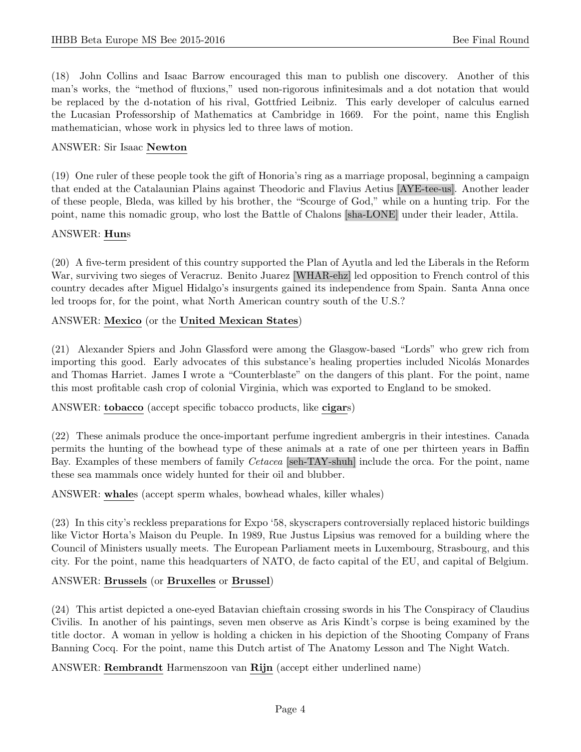(18) John Collins and Isaac Barrow encouraged this man to publish one discovery. Another of this man's works, the "method of fluxions," used non-rigorous infinitesimals and a dot notation that would be replaced by the d-notation of his rival, Gottfried Leibniz. This early developer of calculus earned the Lucasian Professorship of Mathematics at Cambridge in 1669. For the point, name this English mathematician, whose work in physics led to three laws of motion.

ANSWER: Sir Isaac **Newton**

(19) One ruler of these people took the gift of Honoria's ring as a marriage proposal, beginning a campaign that ended at the Catalaunian Plains against Theodoric and Flavius Aetius [AYE-tee-us]. Another leader of these people, Bleda, was killed by his brother, the "Scourge of God," while on a hunting trip. For the point, name this nomadic group, who lost the Battle of Chalons [sha-LONE] under their leader, Attila.

ANSWER: **Hun**s

(20) A five-term president of this country supported the Plan of Ayutla and led the Liberals in the Reform War, surviving two sieges of Veracruz. Benito Juarez [WHAR-ehz] led opposition to French control of this country decades after Miguel Hidalgo's insurgents gained its independence from Spain. Santa Anna once led troops for, for the point, what North American country south of the U.S.?

ANSWER: **Mexico** (or the **United Mexican States**)

(21) Alexander Spiers and John Glassford were among the Glasgow-based "Lords" who grew rich from importing this good. Early advocates of this substance's healing properties included Nicolás Monardes and Thomas Harriet. James I wrote a "Counterblaste" on the dangers of this plant. For the point, name this most profitable cash crop of colonial Virginia, which was exported to England to be smoked.

ANSWER: **tobacco** (accept specific tobacco products, like **cigar**s)

(22) These animals produce the once-important perfume ingredient ambergris in their intestines. Canada permits the hunting of the bowhead type of these animals at a rate of one per thirteen years in Baffin Bay. Examples of these members of family *Cetacea* [seh-TAY-shuh] include the orca. For the point, name these sea mammals once widely hunted for their oil and blubber.

ANSWER: **whale**s (accept sperm whales, bowhead whales, killer whales)

(23) In this city's reckless preparations for Expo '58, skyscrapers controversially replaced historic buildings like Victor Horta's Maison du Peuple. In 1989, Rue Justus Lipsius was removed for a building where the Council of Ministers usually meets. The European Parliament meets in Luxembourg, Strasbourg, and this city. For the point, name this headquarters of NATO, de facto capital of the EU, and capital of Belgium.

ANSWER: **Brussels** (or **Bruxelles** or **Brussel**)

(24) This artist depicted a one-eyed Batavian chieftain crossing swords in his The Conspiracy of Claudius Civilis. In another of his paintings, seven men observe as Aris Kindt's corpse is being examined by the title doctor. A woman in yellow is holding a chicken in his depiction of the Shooting Company of Frans Banning Cocq. For the point, name this Dutch artist of The Anatomy Lesson and The Night Watch.

ANSWER: **Rembrandt** Harmenszoon van **Rijn** (accept either underlined name)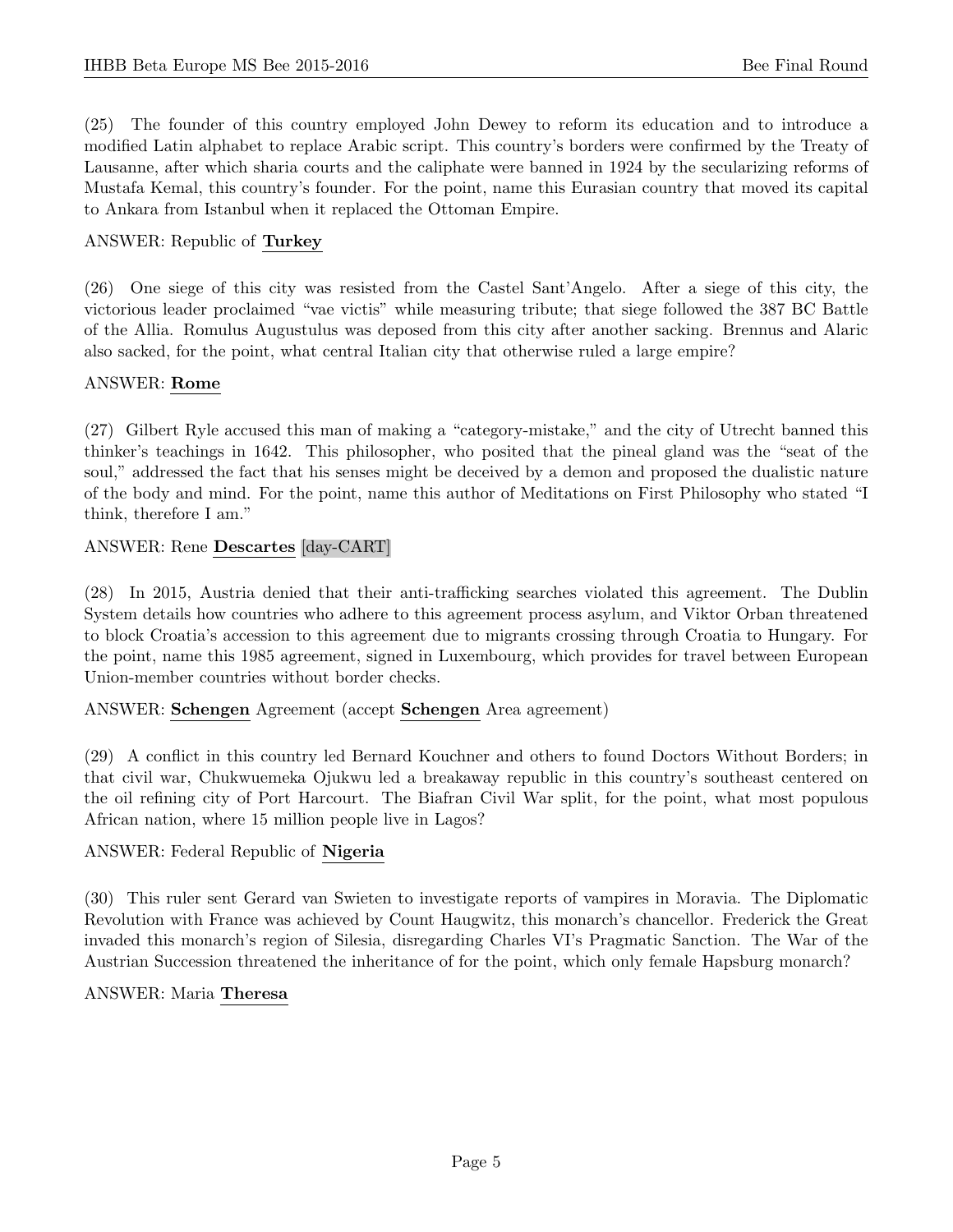(25) The founder of this country employed John Dewey to reform its education and to introduce a modified Latin alphabet to replace Arabic script. This country's borders were confirmed by the Treaty of Lausanne, after which sharia courts and the caliphate were banned in 1924 by the secularizing reforms of Mustafa Kemal, this country's founder. For the point, name this Eurasian country that moved its capital to Ankara from Istanbul when it replaced the Ottoman Empire.

ANSWER: Republic of **Turkey**

(26) One siege of this city was resisted from the Castel Sant'Angelo. After a siege of this city, the victorious leader proclaimed "vae victis" while measuring tribute; that siege followed the 387 BC Battle of the Allia. Romulus Augustulus was deposed from this city after another sacking. Brennus and Alaric also sacked, for the point, what central Italian city that otherwise ruled a large empire?

ANSWER: **Rome**

(27) Gilbert Ryle accused this man of making a "category-mistake," and the city of Utrecht banned this thinker's teachings in 1642. This philosopher, who posited that the pineal gland was the "seat of the soul," addressed the fact that his senses might be deceived by a demon and proposed the dualistic nature of the body and mind. For the point, name this author of Meditations on First Philosophy who stated "I think, therefore I am."

ANSWER: Rene **Descartes** [day-CART]

(28) In 2015, Austria denied that their anti-trafficking searches violated this agreement. The Dublin System details how countries who adhere to this agreement process asylum, and Viktor Orban threatened to block Croatia's accession to this agreement due to migrants crossing through Croatia to Hungary. For the point, name this 1985 agreement, signed in Luxembourg, which provides for travel between European Union-member countries without border checks.

ANSWER: **Schengen** Agreement (accept **Schengen** Area agreement)

(29) A conflict in this country led Bernard Kouchner and others to found Doctors Without Borders; in that civil war, Chukwuemeka Ojukwu led a breakaway republic in this country's southeast centered on the oil refining city of Port Harcourt. The Biafran Civil War split, for the point, what most populous African nation, where 15 million people live in Lagos?

ANSWER: Federal Republic of **Nigeria**

(30) This ruler sent Gerard van Swieten to investigate reports of vampires in Moravia. The Diplomatic Revolution with France was achieved by Count Haugwitz, this monarch's chancellor. Frederick the Great invaded this monarch's region of Silesia, disregarding Charles VI's Pragmatic Sanction. The War of the Austrian Succession threatened the inheritance of for the point, which only female Hapsburg monarch?

ANSWER: Maria **Theresa**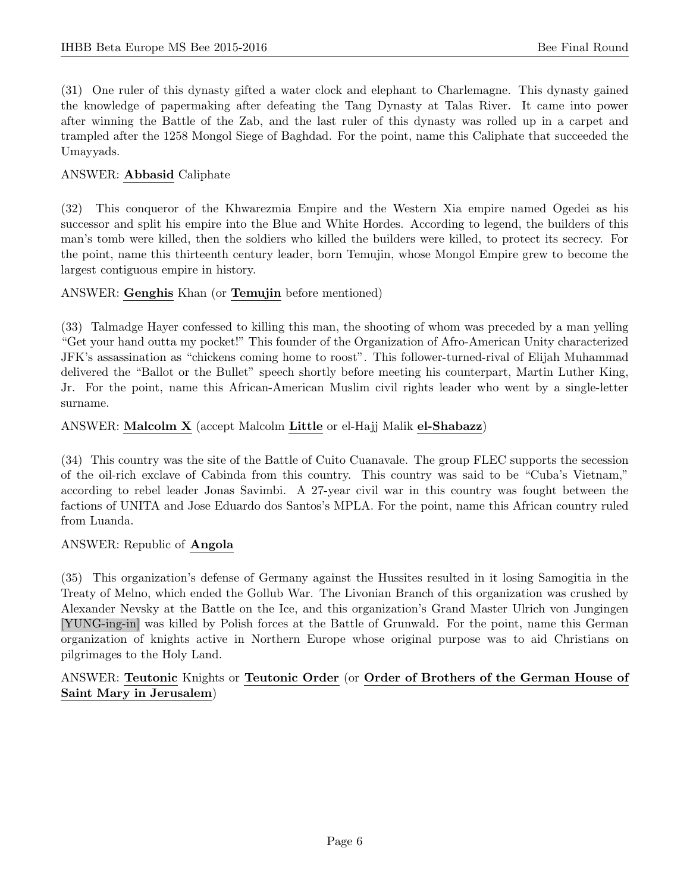(31) One ruler of this dynasty gifted a water clock and elephant to Charlemagne. This dynasty gained the knowledge of papermaking after defeating the Tang Dynasty at Talas River. It came into power after winning the Battle of the Zab, and the last ruler of this dynasty was rolled up in a carpet and trampled after the 1258 Mongol Siege of Baghdad. For the point, name this Caliphate that succeeded the Umayyads.

ANSWER: **Abbasid** Caliphate

(32) This conqueror of the Khwarezmia Empire and the Western Xia empire named Ogedei as his successor and split his empire into the Blue and White Hordes. According to legend, the builders of this man's tomb were killed, then the soldiers who killed the builders were killed, to protect its secrecy. For the point, name this thirteenth century leader, born Temujin, whose Mongol Empire grew to become the largest contiguous empire in history.

ANSWER: **Genghis** Khan (or **Temujin** before mentioned)

(33) Talmadge Hayer confessed to killing this man, the shooting of whom was preceded by a man yelling "Get your hand outta my pocket!" This founder of the Organization of Afro-American Unity characterized JFK's assassination as "chickens coming home to roost". This follower-turned-rival of Elijah Muhammad delivered the "Ballot or the Bullet" speech shortly before meeting his counterpart, Martin Luther King, Jr. For the point, name this African-American Muslim civil rights leader who went by a single-letter surname.

ANSWER: **Malcolm X** (accept Malcolm **Little** or el-Hajj Malik **el-Shabazz**)

(34) This country was the site of the Battle of Cuito Cuanavale. The group FLEC supports the secession of the oil-rich exclave of Cabinda from this country. This country was said to be "Cuba's Vietnam," according to rebel leader Jonas Savimbi. A 27-year civil war in this country was fought between the factions of UNITA and Jose Eduardo dos Santos's MPLA. For the point, name this African country ruled from Luanda.

ANSWER: Republic of **Angola**

(35) This organization's defense of Germany against the Hussites resulted in it losing Samogitia in the Treaty of Melno, which ended the Gollub War. The Livonian Branch of this organization was crushed by Alexander Nevsky at the Battle on the Ice, and this organization's Grand Master Ulrich von Jungingen [YUNG-ing-in] was killed by Polish forces at the Battle of Grunwald. For the point, name this German organization of knights active in Northern Europe whose original purpose was to aid Christians on pilgrimages to the Holy Land.

ANSWER: **Teutonic** Knights or **Teutonic Order** (or **Order of Brothers of the German House of Saint Mary in Jerusalem**)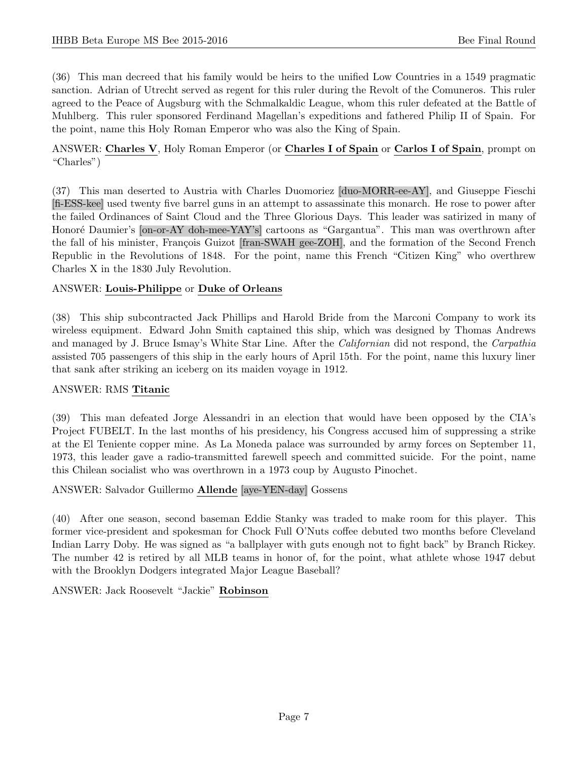(36) This man decreed that his family would be heirs to the unified Low Countries in a 1549 pragmatic sanction. Adrian of Utrecht served as regent for this ruler during the Revolt of the Comuneros. This ruler agreed to the Peace of Augsburg with the Schmalkaldic League, whom this ruler defeated at the Battle of Muhlberg. This ruler sponsored Ferdinand Magellan's expeditions and fathered Philip II of Spain. For the point, name this Holy Roman Emperor who was also the King of Spain.

ANSWER: **Charles V**, Holy Roman Emperor (or **Charles I of Spain** or **Carlos I of Spain**, prompt on "Charles")

(37) This man deserted to Austria with Charles Duomoriez [duo-MORR-ee-AY], and Giuseppe Fieschi [fi-ESS-kee] used twenty five barrel guns in an attempt to assassinate this monarch. He rose to power after the failed Ordinances of Saint Cloud and the Three Glorious Days. This leader was satirized in many of Honoré Daumier's [on-or-AY doh-mee-YAY's] cartoons as "Gargantua". This man was overthrown after the fall of his minister, François Guizot [fran-SWAH gee-ZOH], and the formation of the Second French Republic in the Revolutions of 1848. For the point, name this French "Citizen King" who overthrew Charles X in the 1830 July Revolution.

ANSWER: **Louis-Philippe** or **Duke of Orleans**

(38) This ship subcontracted Jack Phillips and Harold Bride from the Marconi Company to work its wireless equipment. Edward John Smith captained this ship, which was designed by Thomas Andrews and managed by J. Bruce Ismay's White Star Line. After the *Californian* did not respond, the *Carpathia* assisted 705 passengers of this ship in the early hours of April 15th. For the point, name this luxury liner that sank after striking an iceberg on its maiden voyage in 1912.

ANSWER: RMS **Titanic**

(39) This man defeated Jorge Alessandri in an election that would have been opposed by the CIA's Project FUBELT. In the last months of his presidency, his Congress accused him of suppressing a strike at the El Teniente copper mine. As La Moneda palace was surrounded by army forces on September 11, 1973, this leader gave a radio-transmitted farewell speech and committed suicide. For the point, name this Chilean socialist who was overthrown in a 1973 coup by Augusto Pinochet.

ANSWER: Salvador Guillermo **Allende** [aye-YEN-day] Gossens

(40) After one season, second baseman Eddie Stanky was traded to make room for this player. This former vice-president and spokesman for Chock Full O'Nuts coffee debuted two months before Cleveland Indian Larry Doby. He was signed as "a ballplayer with guts enough not to fight back" by Branch Rickey. The number 42 is retired by all MLB teams in honor of, for the point, what athlete whose 1947 debut with the Brooklyn Dodgers integrated Major League Baseball?

ANSWER: Jack Roosevelt "Jackie" **Robinson**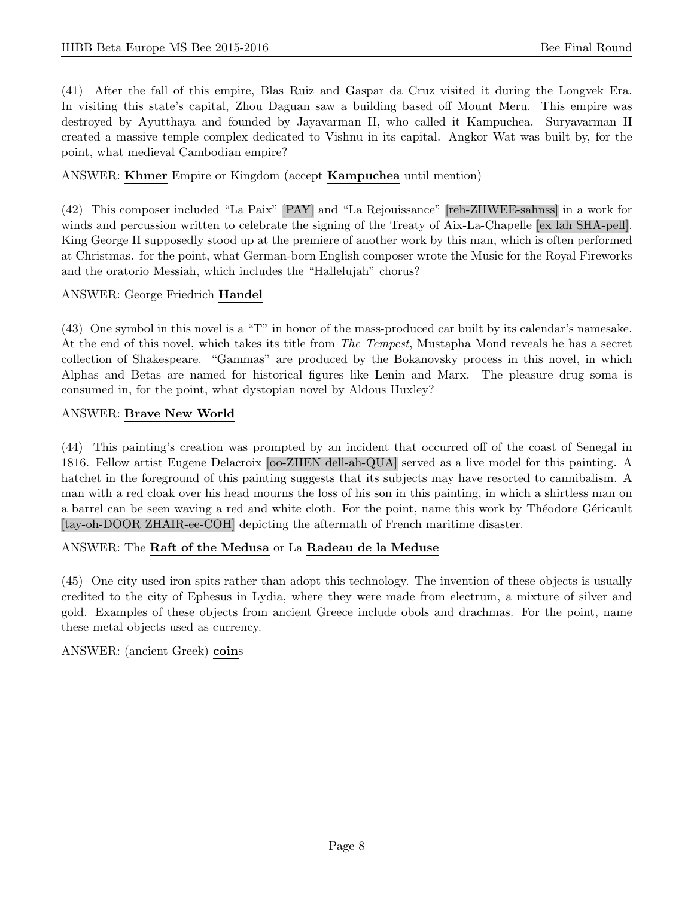(41) After the fall of this empire, Blas Ruiz and Gaspar da Cruz visited it during the Longvek Era. In visiting this state's capital, Zhou Daguan saw a building based off Mount Meru. This empire was destroyed by Ayutthaya and founded by Jayavarman II, who called it Kampuchea. Suryavarman II created a massive temple complex dedicated to Vishnu in its capital. Angkor Wat was built by, for the point, what medieval Cambodian empire?

ANSWER: **Khmer** Empire or Kingdom (accept **Kampuchea** until mention)

(42) This composer included "La Paix" [PAY] and "La Rejouissance" [reh-ZHWEE-sahnss] in a work for winds and percussion written to celebrate the signing of the Treaty of Aix-La-Chapelle [ex lah SHA-pell]. King George II supposedly stood up at the premiere of another work by this man, which is often performed at Christmas. for the point, what German-born English composer wrote the Music for the Royal Fireworks and the oratorio Messiah, which includes the "Hallelujah" chorus?

ANSWER: George Friedrich **Handel**

(43) One symbol in this novel is a "T" in honor of the mass-produced car built by its calendar's namesake. At the end of this novel, which takes its title from *The Tempest*, Mustapha Mond reveals he has a secret collection of Shakespeare. "Gammas" are produced by the Bokanovsky process in this novel, in which Alphas and Betas are named for historical figures like Lenin and Marx. The pleasure drug soma is consumed in, for the point, what dystopian novel by Aldous Huxley?

ANSWER: **Brave New World**

(44) This painting's creation was prompted by an incident that occurred off of the coast of Senegal in 1816. Fellow artist Eugene Delacroix [oo-ZHEN dell-ah-QUA] served as a live model for this painting. A hatchet in the foreground of this painting suggests that its subjects may have resorted to cannibalism. A man with a red cloak over his head mourns the loss of his son in this painting, in which a shirtless man on a barrel can be seen waving a red and white cloth. For the point, name this work by Théodore Géricault [tay-oh-DOOR ZHAIR-ee-COH] depicting the aftermath of French maritime disaster.

ANSWER: The **Raft of the Medusa** or La **Radeau de la Meduse**

(45) One city used iron spits rather than adopt this technology. The invention of these objects is usually credited to the city of Ephesus in Lydia, where they were made from electrum, a mixture of silver and gold. Examples of these objects from ancient Greece include obols and drachmas. For the point, name these metal objects used as currency.

ANSWER: (ancient Greek) **coin**s